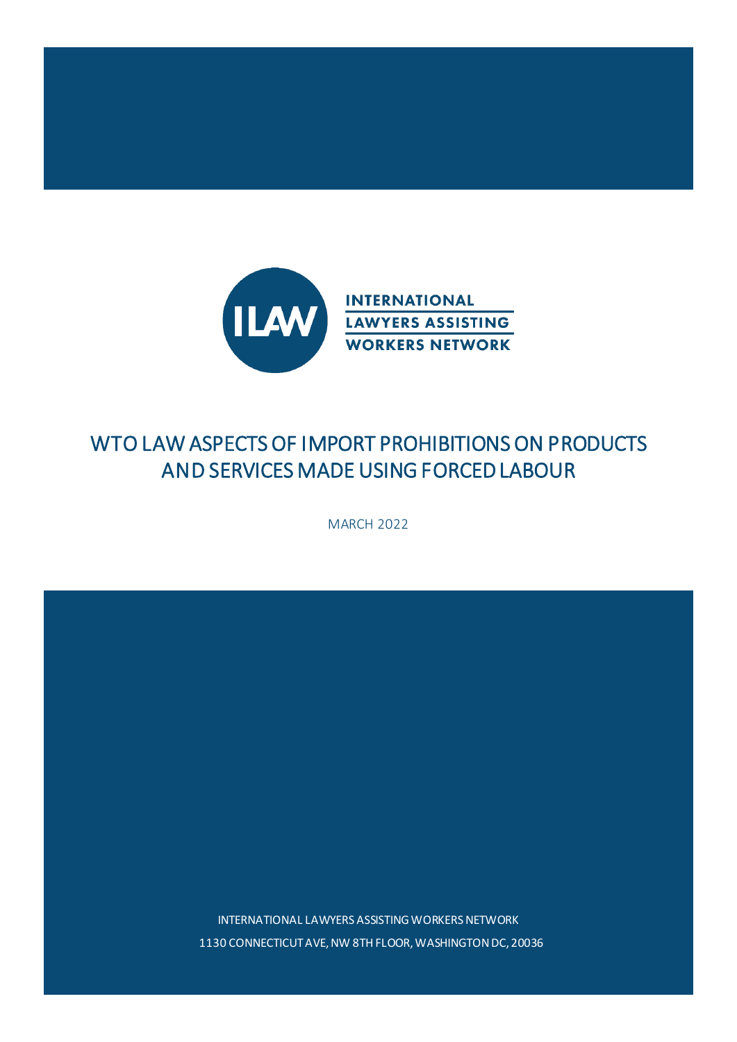INTERNATIONAL LAWYERS ASSISTING WORKERS NETWORK

# WTO LAW ASPECTS OF IMPORT PROHIBITIONS ON PRODUCTS AND SERVICES MADE USING FORCED LABOUR

MARCH 2022

INTERNATIONAL LAWYERS ASSISTING WORKERS NETWORK

1130 CONNECTICUT AVE, NW 8TH FLOOR, WASHINGTON DC, 20036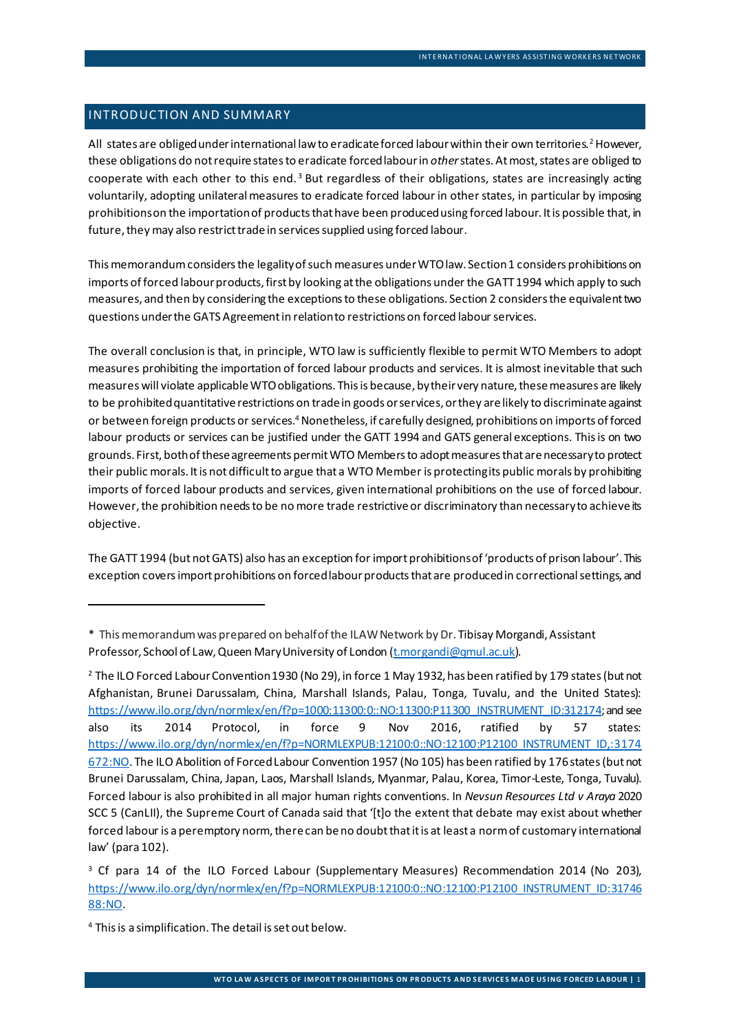## INTRODUCTION AND SUMMARY

All states are obliged under international law to eradicate forced labour within their own territories.[2] However, these obligations do not require states to eradicate forced labour in *other* states. At most, states are obliged to cooperate with each other to this end.[3] But regardless of their obligations, states are increasingly acting voluntarily, adopting unilateral measures to eradicate forced labour in other states, in particular by imposing prohibitions on the importation of products that have been produced using forced labour. It is possible that, in future, they may also restrict trade in services supplied using forced labour.

This memorandum considers the legality of such measures under WTO law. Section 1 considers prohibitions on imports of forced labour products, first by looking at the obligations under the GATT 1994 which apply to such measures, and then by considering the exceptions to these obligations. Section 2 considers the equivalent two questions under the GATS Agreement in relation to restrictions on forced labour services.

The overall conclusion is that, in principle, WTO law is sufficiently flexible to permit WTO Members to adopt measures prohibiting the importation of forced labour products and services. It is almost inevitable that such measures will violate applicable WTO obligations. This is because, by their very nature, these measures are likely to be prohibited quantitative restrictions on trade in goods or services, or they are likely to discriminate against or between foreign products or services.[4] Nonetheless, if carefully designed, prohibitions on imports of forced labour products or services can be justified under the GATT 1994 and GATS general exceptions. This is on two grounds. First, both of these agreements permit WTO Members to adopt measures that are necessary to protect their public morals. It is not difficult to argue that a WTO Member is protecting its public morals by prohibiting imports of forced labour products and services, given international prohibitions on the use of forced labour. However, the prohibition needs to be no more trade restrictive or discriminatory than necessary to achieve its objective.

The GATT 1994 (but not GATS) also has an exception for import prohibitions of 'products of prison labour'. This exception covers import prohibitions on forced labour products that are produced in correctional settings, and

---

\* This memorandum was prepared on behalf of the ILAW Network by Dr. Tibisay Morgandi, Assistant Professor, School of Law, Queen Mary University of London (t.morgandi@qmul.ac.uk).

[2] The ILO Forced Labour Convention 1930 (No 29), in force 1 May 1932, has been ratified by 179 states (but not Afghanistan, Brunei Darussalam, China, Marshall Islands, Palau, Tonga, Tuvalu, and the United States): https://www.ilo.org/dyn/normlex/en/f?p=1000:11300:0::NO:11300:P11300_INSTRUMENT_ID:312174; and see also its 2014 Protocol, in force 9 Nov 2016, ratified by 57 states: https://www.ilo.org/dyn/normlex/en/f?p=NORMLEXPUB:12100:0::NO:12100:P12100_INSTRUMENT_ID,:3174672:NO. The ILO Abolition of Forced Labour Convention 1957 (No 105) has been ratified by 176 states (but not Brunei Darussalam, China, Japan, Laos, Marshall Islands, Myanmar, Palau, Korea, Timor-Leste, Tonga, Tuvalu). Forced labour is also prohibited in all major human rights conventions. In *Nevsun Resources Ltd v Araya* 2020 SCC 5 (CanLII), the Supreme Court of Canada said that '[t]o the extent that debate may exist about whether forced labour is a peremptory norm, there can be no doubt that it is at least a norm of customary international law' (para 102).

[3] Cf para 14 of the ILO Forced Labour (Supplementary Measures) Recommendation 2014 (No 203), https://www.ilo.org/dyn/normlex/en/f?p=NORMLEXPUB:12100:0::NO:12100:P12100_INSTRUMENT_ID:3174688:NO.

[4] This is a simplification. The detail is set out below.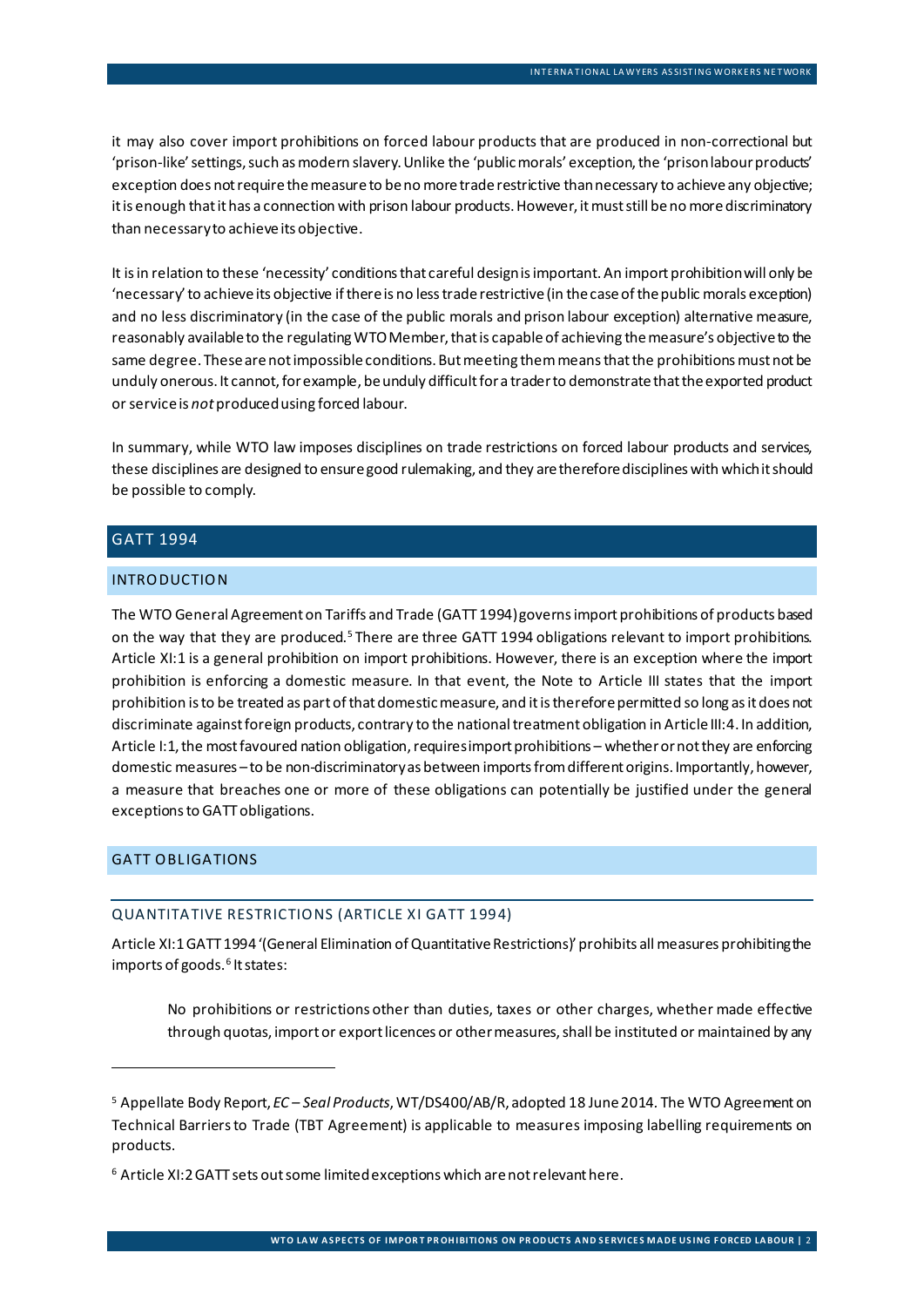it may also cover import prohibitions on forced labour products that are produced in non-correctional but 'prison-like' settings, such as modern slavery. Unlike the 'public morals' exception, the 'prison labour products' exception does not require the measure to be no more trade restrictive than necessary to achieve any objective; it is enough that it has a connection with prison labour products. However, it must still be no more discriminatory than necessary to achieve its objective.

It is in relation to these 'necessity' conditions that careful design is important. An import prohibition will only be 'necessary' to achieve its objective if there is no less trade restrictive (in the case of the public morals exception) and no less discriminatory (in the case of the public morals and prison labour exception) alternative measure, reasonably available to the regulating WTO Member, that is capable of achieving the measure's objective to the same degree. These are not impossible conditions. But meeting them means that the prohibitions must not be unduly onerous. It cannot, for example, be unduly difficult for a trader to demonstrate that the exported product or service is *not* produced using forced labour.

In summary, while WTO law imposes disciplines on trade restrictions on forced labour products and services, these disciplines are designed to ensure good rulemaking, and they are therefore disciplines with which it should be possible to comply.

## GATT 1994

### INTRODUCTION

The WTO General Agreement on Tariffs and Trade (GATT 1994) governs import prohibitions of products based on the way that they are produced.[5] There are three GATT 1994 obligations relevant to import prohibitions. Article XI:1 is a general prohibition on import prohibitions. However, there is an exception where the import prohibition is enforcing a domestic measure. In that event, the Note to Article III states that the import prohibition is to be treated as part of that domestic measure, and it is therefore permitted so long as it does not discriminate against foreign products, contrary to the national treatment obligation in Article III:4. In addition, Article I:1, the most favoured nation obligation, requires import prohibitions – whether or not they are enforcing domestic measures – to be non-discriminatory as between imports from different origins. Importantly, however, a measure that breaches one or more of these obligations can potentially be justified under the general exceptions to GATT obligations.

### GATT OBLIGATIONS

#### QUANTITATIVE RESTRICTIONS (ARTICLE XI GATT 1994)

Article XI:1 GATT 1994 '(General Elimination of Quantitative Restrictions)' prohibits all measures prohibiting the imports of goods.[6] It states:

> No prohibitions or restrictions other than duties, taxes or other charges, whether made effective through quotas, import or export licences or other measures, shall be instituted or maintained by any

---

[5] Appellate Body Report, *EC – Seal Products*, WT/DS400/AB/R, adopted 18 June 2014. The WTO Agreement on Technical Barriers to Trade (TBT Agreement) is applicable to measures imposing labelling requirements on products.

[6] Article XI:2 GATT sets out some limited exceptions which are not relevant here.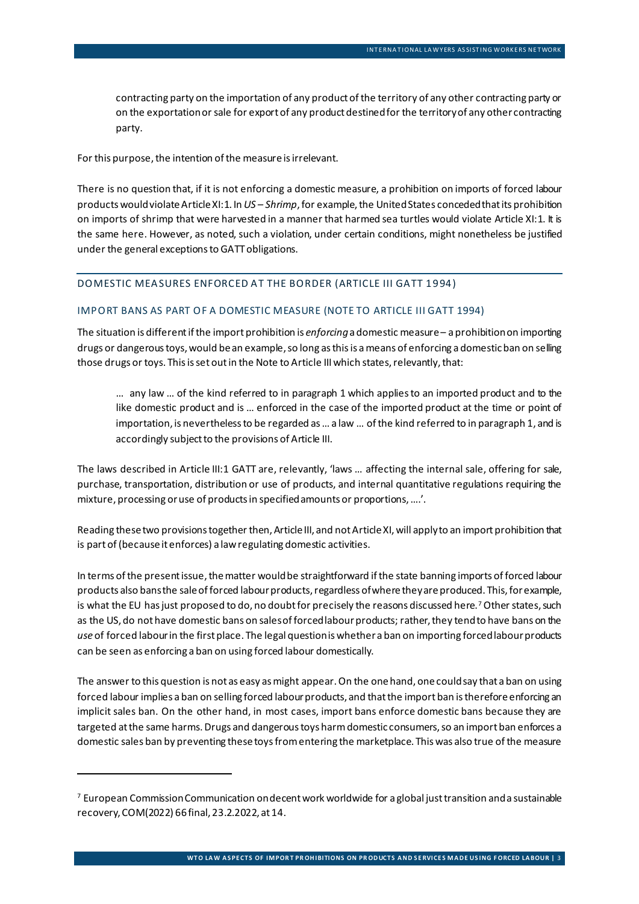> contracting party on the importation of any product of the territory of any other contracting party or on the exportation or sale for export of any product destined for the territory of any other contracting party.

For this purpose, the intention of the measure is irrelevant.

There is no question that, if it is not enforcing a domestic measure, a prohibition on imports of forced labour products would violate Article XI:1. In *US – Shrimp*, for example, the United States conceded that its prohibition on imports of shrimp that were harvested in a manner that harmed sea turtles would violate Article XI:1. It is the same here. However, as noted, such a violation, under certain conditions, might nonetheless be justified under the general exceptions to GATT obligations.

## DOMESTIC MEASURES ENFORCED AT THE BORDER (ARTICLE III GATT 1994)

### IMPORT BANS AS PART OF A DOMESTIC MEASURE (NOTE TO ARTICLE III GATT 1994)

The situation is different if the import prohibition is *enforcing* a domestic measure – a prohibition on importing drugs or dangerous toys, would be an example, so long as this is a means of enforcing a domestic ban on selling those drugs or toys. This is set out in the Note to Article III which states, relevantly, that:

> … any law … of the kind referred to in paragraph 1 which applies to an imported product and to the like domestic product and is … enforced in the case of the imported product at the time or point of importation, is nevertheless to be regarded as … a law … of the kind referred to in paragraph 1, and is accordingly subject to the provisions of Article III.

The laws described in Article III:1 GATT are, relevantly, 'laws … affecting the internal sale, offering for sale, purchase, transportation, distribution or use of products, and internal quantitative regulations requiring the mixture, processing or use of products in specified amounts or proportions, ….'.

Reading these two provisions together then, Article III, and not Article XI, will apply to an import prohibition that is part of (because it enforces) a law regulating domestic activities.

In terms of the present issue, the matter would be straightforward if the state banning imports of forced labour products also bans the sale of forced labour products, regardless of where they are produced. This, for example, is what the EU has just proposed to do, no doubt for precisely the reasons discussed here.[7] Other states, such as the US, do not have domestic bans on sales of forced labour products; rather, they tend to have bans on the *use* of forced labour in the first place. The legal question is whether a ban on importing forced labour products can be seen as enforcing a ban on using forced labour domestically.

The answer to this question is not as easy as might appear. On the one hand, one could say that a ban on using forced labour implies a ban on selling forced labour products, and that the import ban is therefore enforcing an implicit sales ban. On the other hand, in most cases, import bans enforce domestic bans because they are targeted at the same harms. Drugs and dangerous toys harm domestic consumers, so an import ban enforces a domestic sales ban by preventing these toys from entering the marketplace. This was also true of the measure

---

[7] European Commission Communication on decent work worldwide for a global just transition and a sustainable recovery, COM(2022) 66 final, 23.2.2022, at 14.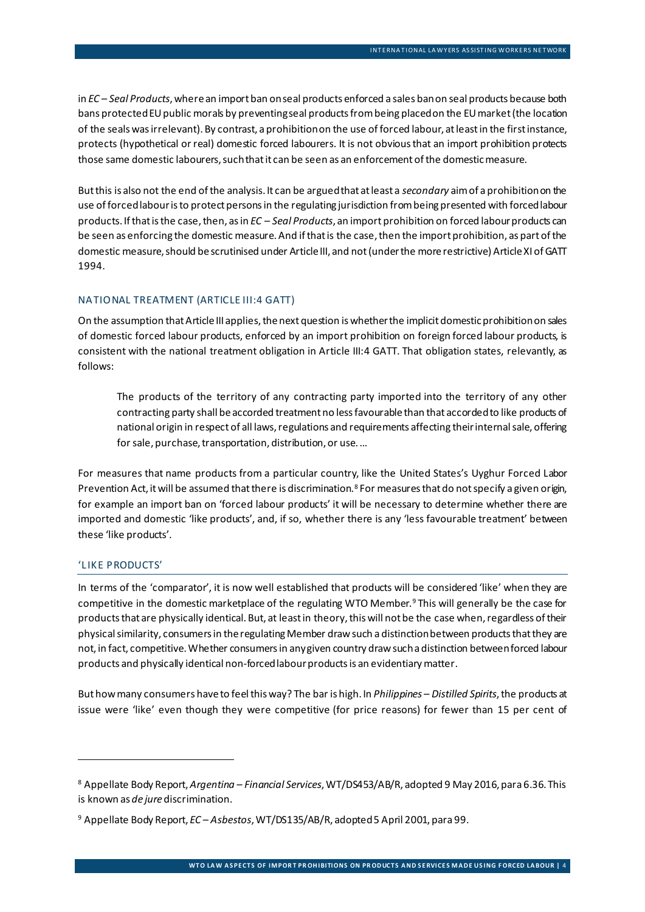in *EC – Seal Products*, where an import ban on seal products enforced a sales ban on seal products because both bans protected EU public morals by preventing seal products from being placed on the EU market (the location of the seals was irrelevant). By contrast, a prohibition on the use of forced labour, at least in the first instance, protects (hypothetical or real) domestic forced labourers. It is not obvious that an import prohibition protects those same domestic labourers, such that it can be seen as an enforcement of the domestic measure.

But this is also not the end of the analysis. It can be argued that at least a *secondary* aim of a prohibition on the use of forced labour is to protect persons in the regulating jurisdiction from being presented with forced labour products. If that is the case, then, as in *EC – Seal Products*, an import prohibition on forced labour products can be seen as enforcing the domestic measure. And if that is the case, then the import prohibition, as part of the domestic measure, should be scrutinised under Article III, and not (under the more restrictive) Article XI of GATT 1994.

### NATIONAL TREATMENT (ARTICLE III:4 GATT)

On the assumption that Article III applies, the next question is whether the implicit domestic prohibition on sales of domestic forced labour products, enforced by an import prohibition on foreign forced labour products, is consistent with the national treatment obligation in Article III:4 GATT. That obligation states, relevantly, as follows:

> The products of the territory of any contracting party imported into the territory of any other contracting party shall be accorded treatment no less favourable than that accorded to like products of national origin in respect of all laws, regulations and requirements affecting their internal sale, offering for sale, purchase, transportation, distribution, or use. …

For measures that name products from a particular country, like the United States's Uyghur Forced Labor Prevention Act, it will be assumed that there is discrimination.[8] For measures that do not specify a given origin, for example an import ban on 'forced labour products' it will be necessary to determine whether there are imported and domestic 'like products', and, if so, whether there is any 'less favourable treatment' between these 'like products'.

### 'LIKE PRODUCTS'

In terms of the 'comparator', it is now well established that products will be considered 'like' when they are competitive in the domestic marketplace of the regulating WTO Member.[9] This will generally be the case for products that are physically identical. But, at least in theory, this will not be the case when, regardless of their physical similarity, consumers in the regulating Member draw such a distinction between products that they are not, in fact, competitive. Whether consumers in any given country draw such a distinction between forced labour products and physically identical non-forced labour products is an evidentiary matter.

But how many consumers have to feel this way? The bar is high. In *Philippines – Distilled Spirits*, the products at issue were 'like' even though they were competitive (for price reasons) for fewer than 15 per cent of

---

[8] Appellate Body Report, *Argentina – Financial Services*, WT/DS453/AB/R, adopted 9 May 2016, para 6.36. This is known as *de jure* discrimination.

[9] Appellate Body Report, *EC – Asbestos*, WT/DS135/AB/R, adopted 5 April 2001, para 99.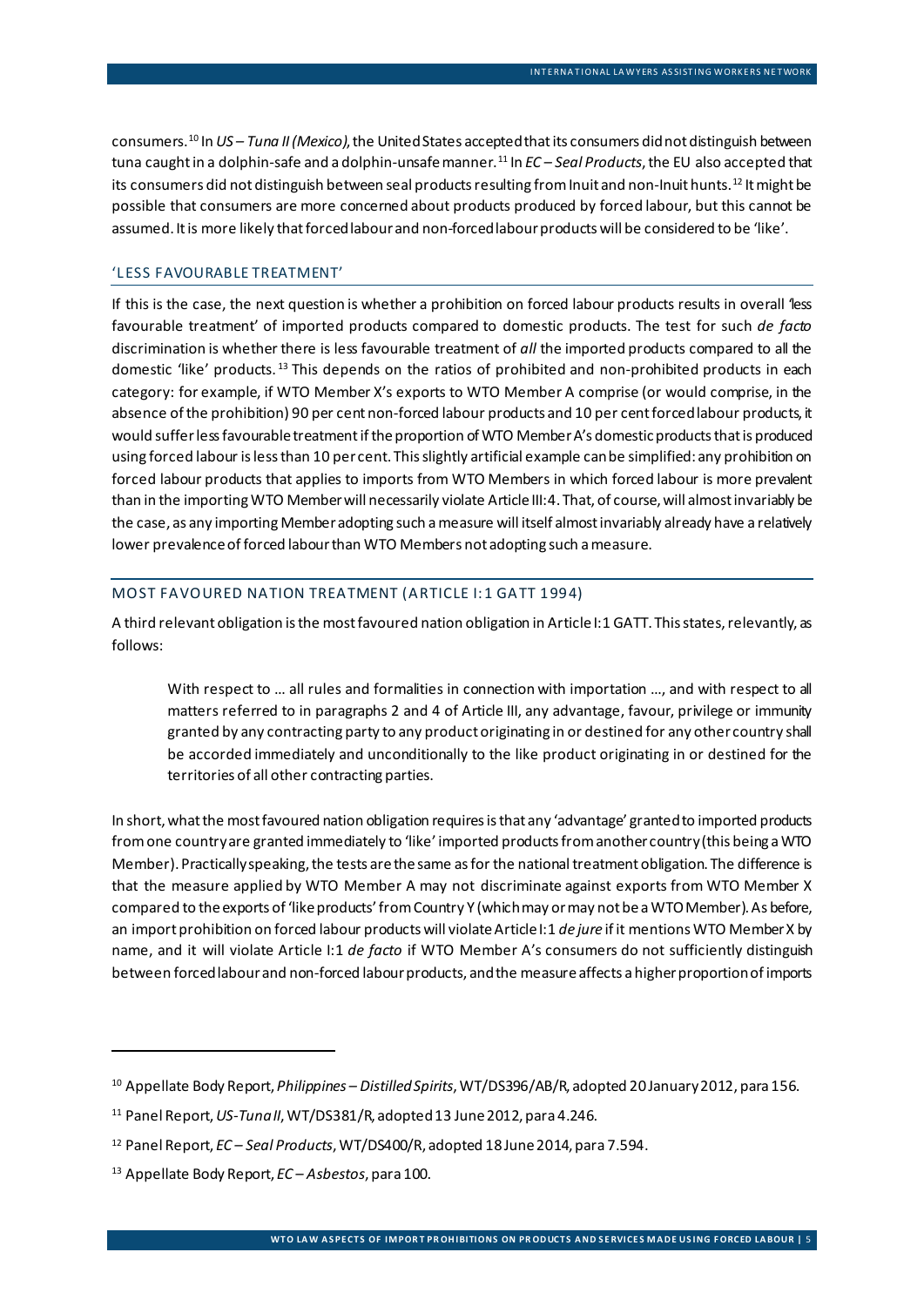consumers.[10] In *US – Tuna II (Mexico)*, the United States accepted that its consumers did not distinguish between tuna caught in a dolphin-safe and a dolphin-unsafe manner.[11] In *EC – Seal Products*, the EU also accepted that its consumers did not distinguish between seal products resulting from Inuit and non-Inuit hunts.[12] It might be possible that consumers are more concerned about products produced by forced labour, but this cannot be assumed. It is more likely that forced labour and non-forced labour products will be considered to be 'like'.

### 'LESS FAVOURABLE TREATMENT'

If this is the case, the next question is whether a prohibition on forced labour products results in overall 'less favourable treatment' of imported products compared to domestic products. The test for such *de facto* discrimination is whether there is less favourable treatment of *all* the imported products compared to all the domestic 'like' products.[13] This depends on the ratios of prohibited and non-prohibited products in each category: for example, if WTO Member X's exports to WTO Member A comprise (or would comprise, in the absence of the prohibition) 90 per cent non-forced labour products and 10 per cent forced labour products, it would suffer less favourable treatment if the proportion of WTO Member A's domestic products that is produced using forced labour is less than 10 per cent. This slightly artificial example can be simplified: any prohibition on forced labour products that applies to imports from WTO Members in which forced labour is more prevalent than in the importing WTO Member will necessarily violate Article III:4. That, of course, will almost invariably be the case, as any importing Member adopting such a measure will itself almost invariably already have a relatively lower prevalence of forced labour than WTO Members not adopting such a measure.

## MOST FAVOURED NATION TREATMENT (ARTICLE I:1 GATT 1994)

A third relevant obligation is the most favoured nation obligation in Article I:1 GATT. This states, relevantly, as follows:

> With respect to … all rules and formalities in connection with importation …, and with respect to all matters referred to in paragraphs 2 and 4 of Article III, any advantage, favour, privilege or immunity granted by any contracting party to any product originating in or destined for any other country shall be accorded immediately and unconditionally to the like product originating in or destined for the territories of all other contracting parties.

In short, what the most favoured nation obligation requires is that any 'advantage' granted to imported products from one country are granted immediately to 'like' imported products from another country (this being a WTO Member). Practically speaking, the tests are the same as for the national treatment obligation. The difference is that the measure applied by WTO Member A may not discriminate against exports from WTO Member X compared to the exports of 'like products' from Country Y (which may or may not be a WTO Member). As before, an import prohibition on forced labour products will violate Article I:1 *de jure* if it mentions WTO Member X by name, and it will violate Article I:1 *de facto* if WTO Member A's consumers do not sufficiently distinguish between forced labour and non-forced labour products, and the measure affects a higher proportion of imports

---

[10] Appellate Body Report, *Philippines – Distilled Spirits*, WT/DS396/AB/R, adopted 20 January 2012, para 156.

[11] Panel Report, *US-Tuna II*, WT/DS381/R, adopted 13 June 2012, para 4.246.

[12] Panel Report, *EC – Seal Products*, WT/DS400/R, adopted 18 June 2014, para 7.594.

[13] Appellate Body Report, *EC – Asbestos*, para 100.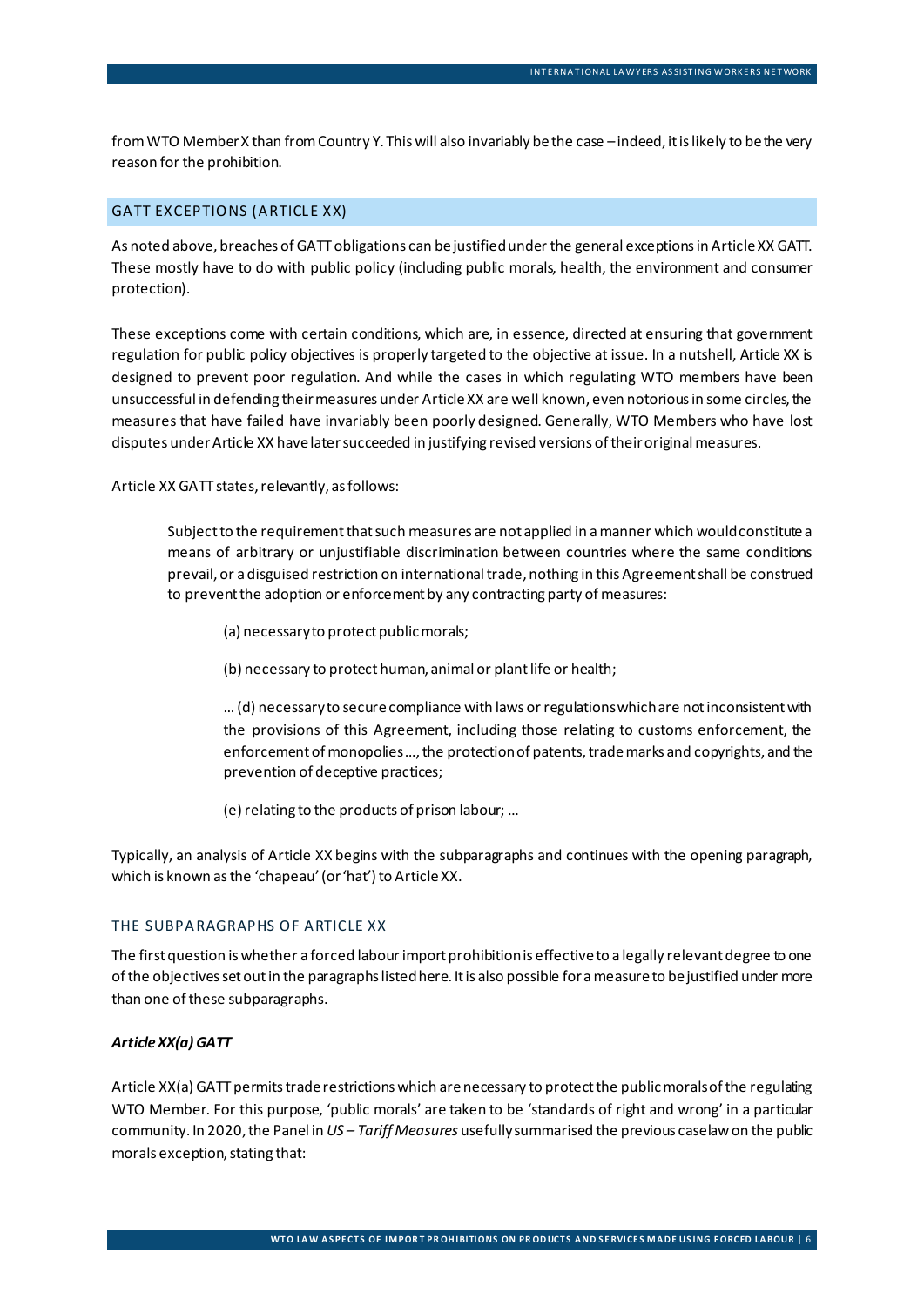from WTO Member X than from Country Y. This will also invariably be the case – indeed, it is likely to be the very reason for the prohibition.

## GATT EXCEPTIONS (ARTICLE XX)

As noted above, breaches of GATT obligations can be justified under the general exceptions in Article XX GATT. These mostly have to do with public policy (including public morals, health, the environment and consumer protection).

These exceptions come with certain conditions, which are, in essence, directed at ensuring that government regulation for public policy objectives is properly targeted to the objective at issue. In a nutshell, Article XX is designed to prevent poor regulation. And while the cases in which regulating WTO members have been unsuccessful in defending their measures under Article XX are well known, even notorious in some circles, the measures that have failed have invariably been poorly designed. Generally, WTO Members who have lost disputes under Article XX have later succeeded in justifying revised versions of their original measures.

Article XX GATT states, relevantly, as follows:

> Subject to the requirement that such measures are not applied in a manner which would constitute a means of arbitrary or unjustifiable discrimination between countries where the same conditions prevail, or a disguised restriction on international trade, nothing in this Agreement shall be construed to prevent the adoption or enforcement by any contracting party of measures:
>
> (a) necessary to protect public morals;
>
> (b) necessary to protect human, animal or plant life or health;
>
> … (d) necessary to secure compliance with laws or regulations which are not inconsistent with the provisions of this Agreement, including those relating to customs enforcement, the enforcement of monopolies …, the protection of patents, trade marks and copyrights, and the prevention of deceptive practices;
>
> (e) relating to the products of prison labour; …

Typically, an analysis of Article XX begins with the subparagraphs and continues with the opening paragraph, which is known as the 'chapeau' (or 'hat') to Article XX.

### THE SUBPARAGRAPHS OF ARTICLE XX

The first question is whether a forced labour import prohibition is effective to a legally relevant degree to one of the objectives set out in the paragraphs listed here. It is also possible for a measure to be justified under more than one of these subparagraphs.

#### *Article XX(a) GATT*

Article XX(a) GATT permits trade restrictions which are necessary to protect the public morals of the regulating WTO Member. For this purpose, 'public morals' are taken to be 'standards of right and wrong' in a particular community. In 2020, the Panel in *US – Tariff Measures* usefully summarised the previous case law on the public morals exception, stating that: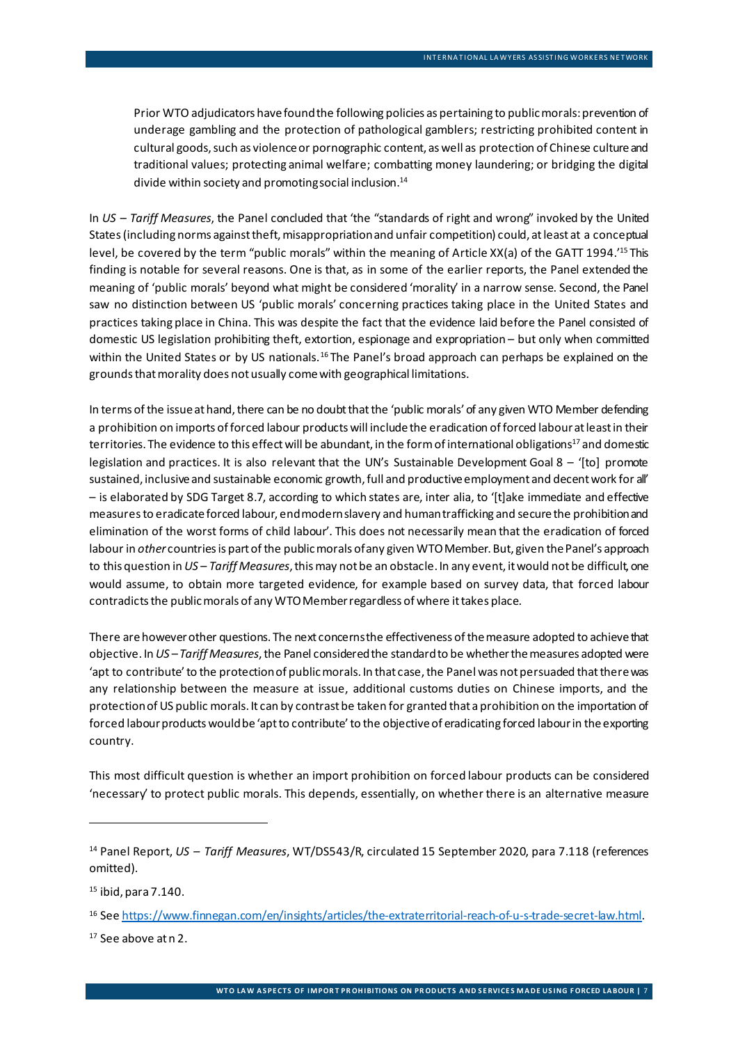> Prior WTO adjudicators have found the following policies as pertaining to public morals: prevention of underage gambling and the protection of pathological gamblers; restricting prohibited content in cultural goods, such as violence or pornographic content, as well as protection of Chinese culture and traditional values; protecting animal welfare; combatting money laundering; or bridging the digital divide within society and promoting social inclusion.[14]

In *US – Tariff Measures*, the Panel concluded that 'the "standards of right and wrong" invoked by the United States (including norms against theft, misappropriation and unfair competition) could, at least at a conceptual level, be covered by the term "public morals" within the meaning of Article XX(a) of the GATT 1994.'[15] This finding is notable for several reasons. One is that, as in some of the earlier reports, the Panel extended the meaning of 'public morals' beyond what might be considered 'morality' in a narrow sense. Second, the Panel saw no distinction between US 'public morals' concerning practices taking place in the United States and practices taking place in China. This was despite the fact that the evidence laid before the Panel consisted of domestic US legislation prohibiting theft, extortion, espionage and expropriation – but only when committed within the United States or by US nationals.[16] The Panel's broad approach can perhaps be explained on the grounds that morality does not usually come with geographical limitations.

In terms of the issue at hand, there can be no doubt that the 'public morals' of any given WTO Member defending a prohibition on imports of forced labour products will include the eradication of forced labour at least in their territories. The evidence to this effect will be abundant, in the form of international obligations[17] and domestic legislation and practices. It is also relevant that the UN's Sustainable Development Goal 8 – '[to] promote sustained, inclusive and sustainable economic growth, full and productive employment and decent work for all' – is elaborated by SDG Target 8.7, according to which states are, inter alia, to '[t]ake immediate and effective measures to eradicate forced labour, end modern slavery and human trafficking and secure the prohibition and elimination of the worst forms of child labour'. This does not necessarily mean that the eradication of forced labour in *other* countries is part of the public morals of any given WTO Member. But, given the Panel's approach to this question in *US – Tariff Measures*, this may not be an obstacle. In any event, it would not be difficult, one would assume, to obtain more targeted evidence, for example based on survey data, that forced labour contradicts the public morals of any WTO Member regardless of where it takes place.

There are however other questions. The next concerns the effectiveness of the measure adopted to achieve that objective. In *US – Tariff Measures*, the Panel considered the standard to be whether the measures adopted were 'apt to contribute' to the protection of public morals. In that case, the Panel was not persuaded that there was any relationship between the measure at issue, additional customs duties on Chinese imports, and the protection of US public morals. It can by contrast be taken for granted that a prohibition on the importation of forced labour products would be 'apt to contribute' to the objective of eradicating forced labour in the exporting country.

This most difficult question is whether an import prohibition on forced labour products can be considered 'necessary' to protect public morals. This depends, essentially, on whether there is an alternative measure

---

[14] Panel Report, *US – Tariff Measures*, WT/DS543/R, circulated 15 September 2020, para 7.118 (references omitted).

[15] ibid, para 7.140.

[16] See https://www.finnegan.com/en/insights/articles/the-extraterritorial-reach-of-u-s-trade-secret-law.html.

[17] See above at n 2.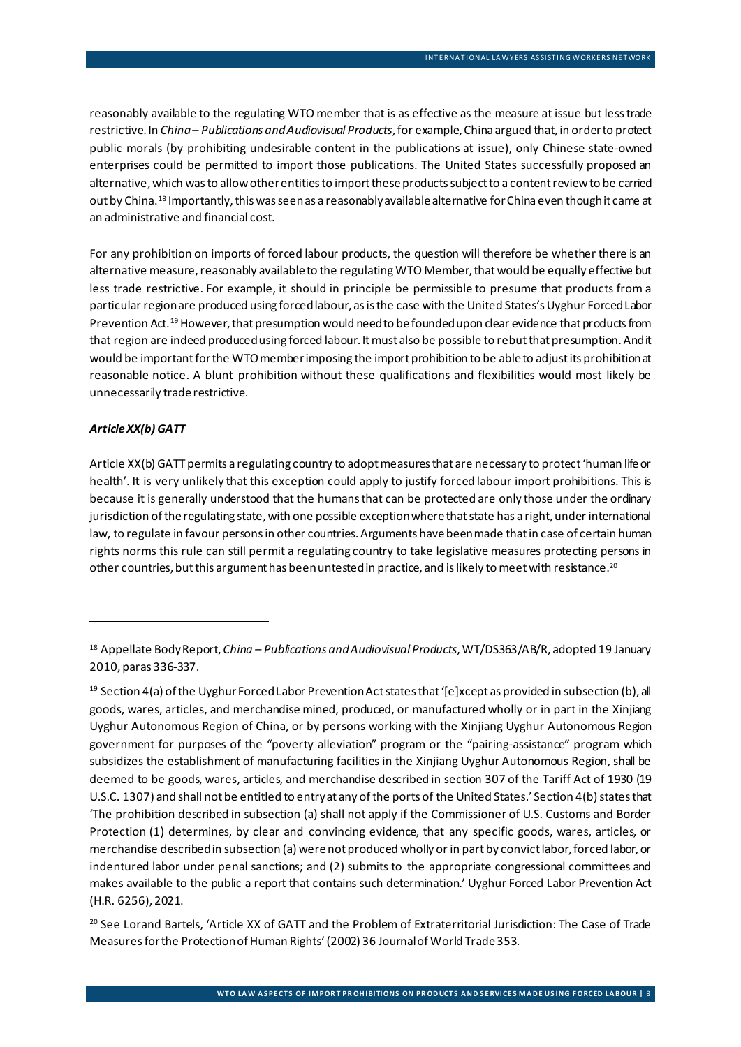reasonably available to the regulating WTO member that is as effective as the measure at issue but less trade restrictive. In *China – Publications and Audiovisual Products*, for example, China argued that, in order to protect public morals (by prohibiting undesirable content in the publications at issue), only Chinese state-owned enterprises could be permitted to import those publications. The United States successfully proposed an alternative, which was to allow other entities to import these products subject to a content review to be carried out by China.[18] Importantly, this was seen as a reasonably available alternative for China even though it came at an administrative and financial cost.

For any prohibition on imports of forced labour products, the question will therefore be whether there is an alternative measure, reasonably available to the regulating WTO Member, that would be equally effective but less trade restrictive. For example, it should in principle be permissible to presume that products from a particular region are produced using forced labour, as is the case with the United States's Uyghur Forced Labor Prevention Act.[19] However, that presumption would need to be founded upon clear evidence that products from that region are indeed produced using forced labour. It must also be possible to rebut that presumption. And it would be important for the WTO member imposing the import prohibition to be able to adjust its prohibition at reasonable notice. A blunt prohibition without these qualifications and flexibilities would most likely be unnecessarily trade restrictive.

### *Article XX(b) GATT*

Article XX(b) GATT permits a regulating country to adopt measures that are necessary to protect 'human life or health'. It is very unlikely that this exception could apply to justify forced labour import prohibitions. This is because it is generally understood that the humans that can be protected are only those under the ordinary jurisdiction of the regulating state, with one possible exception where that state has a right, under international law, to regulate in favour persons in other countries. Arguments have been made that in case of certain human rights norms this rule can still permit a regulating country to take legislative measures protecting persons in other countries, but this argument has been untested in practice, and is likely to meet with resistance.[20]

---

[18] Appellate Body Report, *China – Publications and Audiovisual Products*, WT/DS363/AB/R, adopted 19 January 2010, paras 336-337.

[19] Section 4(a) of the Uyghur Forced Labor Prevention Act states that '[e]xcept as provided in subsection (b), all goods, wares, articles, and merchandise mined, produced, or manufactured wholly or in part in the Xinjiang Uyghur Autonomous Region of China, or by persons working with the Xinjiang Uyghur Autonomous Region government for purposes of the "poverty alleviation" program or the "pairing-assistance" program which subsidizes the establishment of manufacturing facilities in the Xinjiang Uyghur Autonomous Region, shall be deemed to be goods, wares, articles, and merchandise described in section 307 of the Tariff Act of 1930 (19 U.S.C. 1307) and shall not be entitled to entry at any of the ports of the United States.' Section 4(b) states that 'The prohibition described in subsection (a) shall not apply if the Commissioner of U.S. Customs and Border Protection (1) determines, by clear and convincing evidence, that any specific goods, wares, articles, or merchandise described in subsection (a) were not produced wholly or in part by convict labor, forced labor, or indentured labor under penal sanctions; and (2) submits to the appropriate congressional committees and makes available to the public a report that contains such determination.' Uyghur Forced Labor Prevention Act (H.R. 6256), 2021.

[20] See Lorand Bartels, 'Article XX of GATT and the Problem of Extraterritorial Jurisdiction: The Case of Trade Measures for the Protection of Human Rights' (2002) 36 Journal of World Trade 353.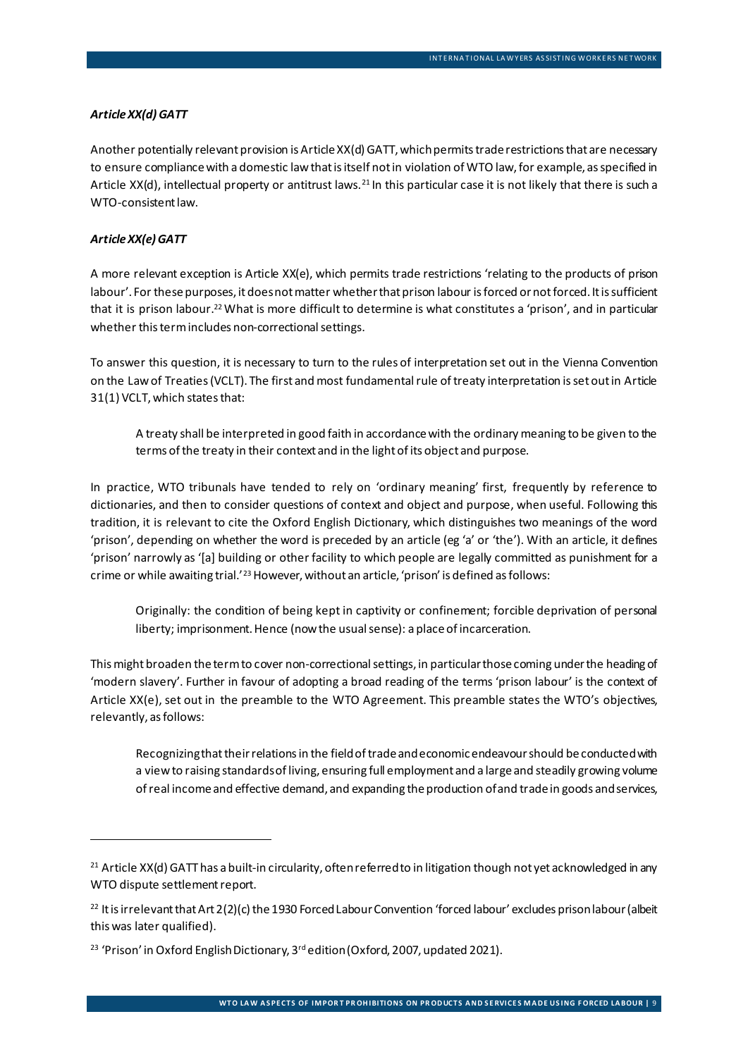### *Article XX(d) GATT*

Another potentially relevant provision is Article XX(d) GATT, which permits trade restrictions that are necessary to ensure compliance with a domestic law that is itself not in violation of WTO law, for example, as specified in Article XX(d), intellectual property or antitrust laws.[21] In this particular case it is not likely that there is such a WTO-consistent law.

### *Article XX(e) GATT*

A more relevant exception is Article XX(e), which permits trade restrictions 'relating to the products of prison labour'. For these purposes, it does not matter whether that prison labour is forced or not forced. It is sufficient that it is prison labour.[22] What is more difficult to determine is what constitutes a 'prison', and in particular whether this term includes non-correctional settings.

To answer this question, it is necessary to turn to the rules of interpretation set out in the Vienna Convention on the Law of Treaties (VCLT). The first and most fundamental rule of treaty interpretation is set out in Article 31(1) VCLT, which states that:

> A treaty shall be interpreted in good faith in accordance with the ordinary meaning to be given to the terms of the treaty in their context and in the light of its object and purpose.

In practice, WTO tribunals have tended to rely on 'ordinary meaning' first, frequently by reference to dictionaries, and then to consider questions of context and object and purpose, when useful. Following this tradition, it is relevant to cite the Oxford English Dictionary, which distinguishes two meanings of the word 'prison', depending on whether the word is preceded by an article (eg 'a' or 'the'). With an article, it defines 'prison' narrowly as '[a] building or other facility to which people are legally committed as punishment for a crime or while awaiting trial.'[23] However, without an article, 'prison' is defined as follows:

> Originally: the condition of being kept in captivity or confinement; forcible deprivation of personal liberty; imprisonment. Hence (now the usual sense): a place of incarceration.

This might broaden the term to cover non-correctional settings, in particular those coming under the heading of 'modern slavery'. Further in favour of adopting a broad reading of the terms 'prison labour' is the context of Article XX(e), set out in the preamble to the WTO Agreement. This preamble states the WTO's objectives, relevantly, as follows:

> Recognizing that their relations in the field of trade and economic endeavour should be conducted with a view to raising standards of living, ensuring full employment and a large and steadily growing volume of real income and effective demand, and expanding the production of and trade in goods and services,

---

[21] Article XX(d) GATT has a built-in circularity, often referred to in litigation though not yet acknowledged in any WTO dispute settlement report.

[22] It is irrelevant that Art 2(2)(c) the 1930 Forced Labour Convention 'forced labour' excludes prison labour (albeit this was later qualified).

[23] 'Prison' in Oxford English Dictionary, 3rd edition (Oxford, 2007, updated 2021).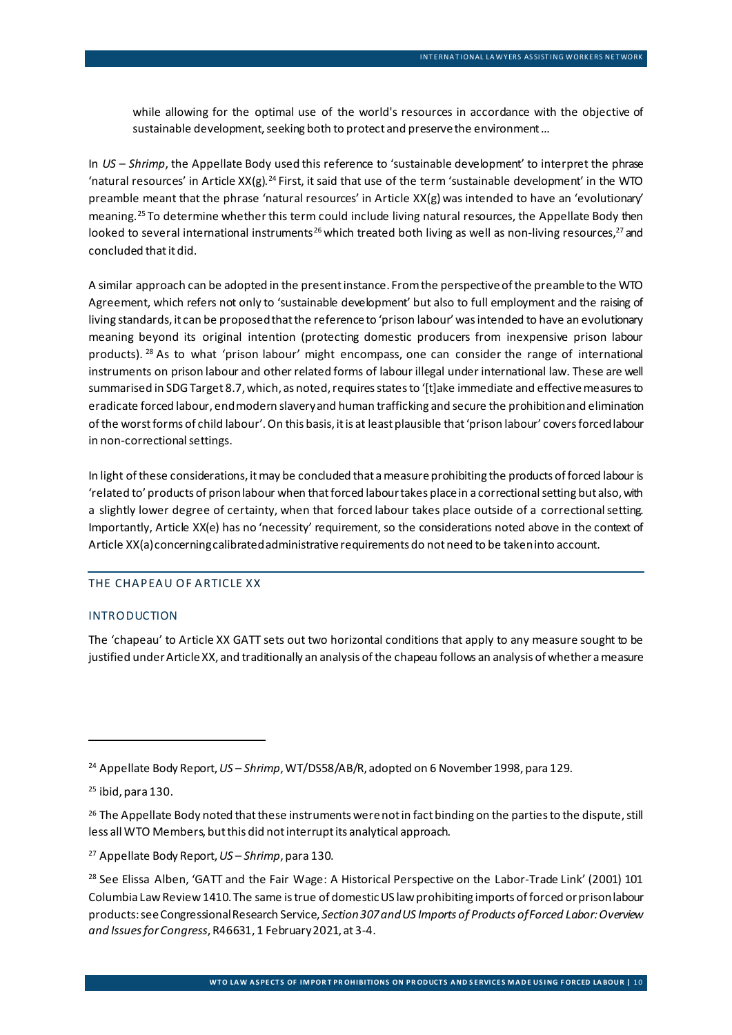while allowing for the optimal use of the world's resources in accordance with the objective of sustainable development, seeking both to protect and preserve the environment …

In *US – Shrimp*, the Appellate Body used this reference to 'sustainable development' to interpret the phrase 'natural resources' in Article XX(g).[24] First, it said that use of the term 'sustainable development' in the WTO preamble meant that the phrase 'natural resources' in Article XX(g) was intended to have an 'evolutionary' meaning.[25] To determine whether this term could include living natural resources, the Appellate Body then looked to several international instruments[26] which treated both living as well as non-living resources,[27] and concluded that it did.

A similar approach can be adopted in the present instance. From the perspective of the preamble to the WTO Agreement, which refers not only to 'sustainable development' but also to full employment and the raising of living standards, it can be proposed that the reference to 'prison labour' was intended to have an evolutionary meaning beyond its original intention (protecting domestic producers from inexpensive prison labour products).[28] As to what 'prison labour' might encompass, one can consider the range of international instruments on prison labour and other related forms of labour illegal under international law. These are well summarised in SDG Target 8.7, which, as noted, requires states to '[t]ake immediate and effective measures to eradicate forced labour, end modern slavery and human trafficking and secure the prohibition and elimination of the worst forms of child labour'. On this basis, it is at least plausible that 'prison labour' covers forced labour in non-correctional settings.

In light of these considerations, it may be concluded that a measure prohibiting the products of forced labour is 'related to' products of prison labour when that forced labour takes place in a correctional setting but also, with a slightly lower degree of certainty, when that forced labour takes place outside of a correctional setting. Importantly, Article XX(e) has no 'necessity' requirement, so the considerations noted above in the context of Article XX(a) concerning calibrated administrative requirements do not need to be taken into account.

## THE CHAPEAU OF ARTICLE XX

### INTRODUCTION

The 'chapeau' to Article XX GATT sets out two horizontal conditions that apply to any measure sought to be justified under Article XX, and traditionally an analysis of the chapeau follows an analysis of whether a measure

---

[24] Appellate Body Report, *US – Shrimp*, WT/DS58/AB/R, adopted on 6 November 1998, para 129.

[25] ibid, para 130.

[26] The Appellate Body noted that these instruments were not in fact binding on the parties to the dispute, still less all WTO Members, but this did not interrupt its analytical approach.

[27] Appellate Body Report, *US – Shrimp*, para 130.

[28] See Elissa Alben, 'GATT and the Fair Wage: A Historical Perspective on the Labor-Trade Link' (2001) 101 Columbia Law Review 1410. The same is true of domestic US law prohibiting imports of forced or prison labour products: see Congressional Research Service, *Section 307 and US Imports of Products of Forced Labor: Overview and Issues for Congress*, R46631, 1 February 2021, at 3-4.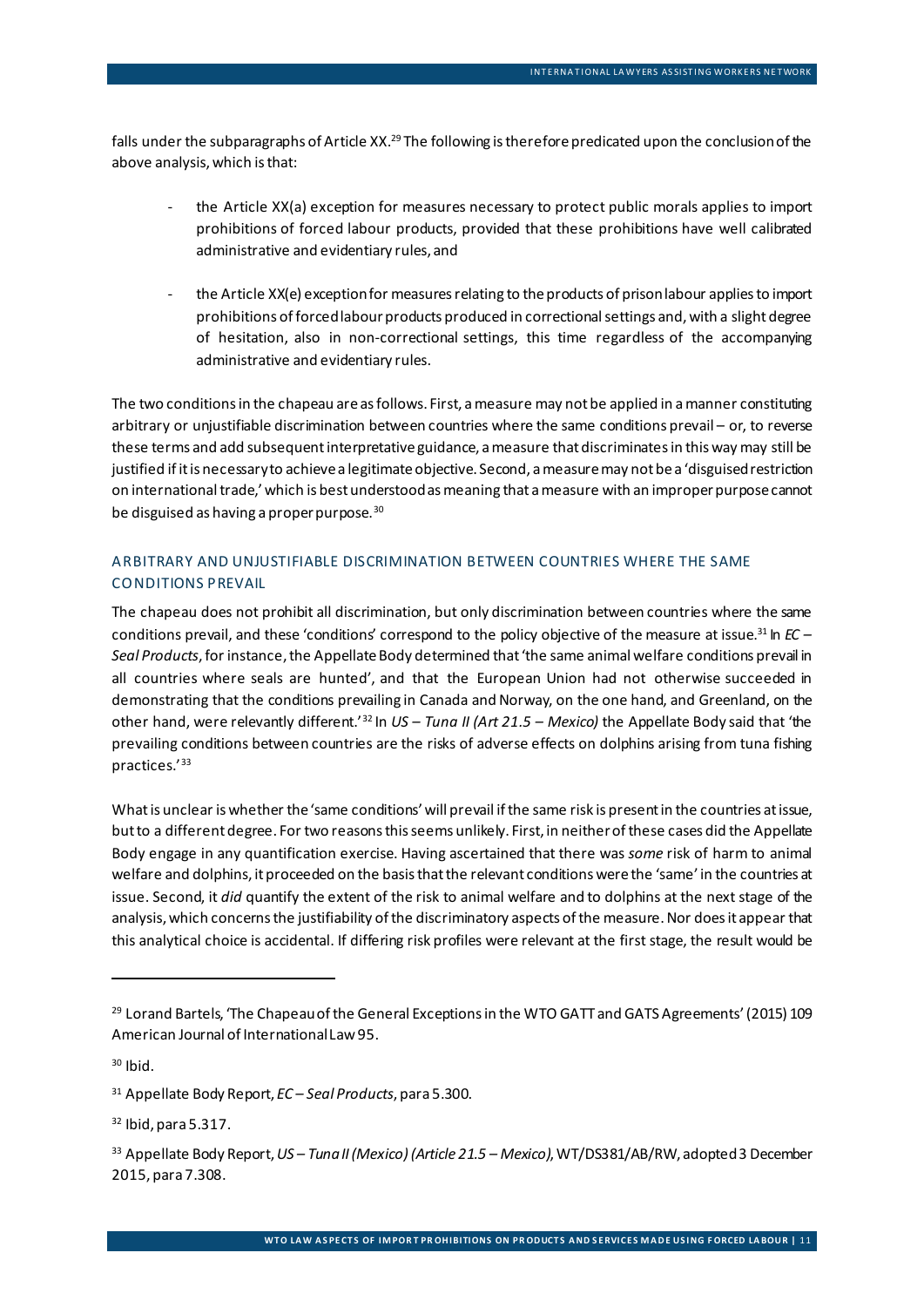falls under the subparagraphs of Article XX.[29] The following is therefore predicated upon the conclusion of the above analysis, which is that:

- the Article XX(a) exception for measures necessary to protect public morals applies to import prohibitions of forced labour products, provided that these prohibitions have well calibrated administrative and evidentiary rules, and

- the Article XX(e) exception for measures relating to the products of prison labour applies to import prohibitions of forced labour products produced in correctional settings and, with a slight degree of hesitation, also in non-correctional settings, this time regardless of the accompanying administrative and evidentiary rules.

The two conditions in the chapeau are as follows. First, a measure may not be applied in a manner constituting arbitrary or unjustifiable discrimination between countries where the same conditions prevail – or, to reverse these terms and add subsequent interpretative guidance, a measure that discriminates in this way may still be justified if it is necessary to achieve a legitimate objective. Second, a measure may not be a 'disguised restriction on international trade,' which is best understood as meaning that a measure with an improper purpose cannot be disguised as having a proper purpose.[30]

### ARBITRARY AND UNJUSTIFIABLE DISCRIMINATION BETWEEN COUNTRIES WHERE THE SAME CONDITIONS PREVAIL

The chapeau does not prohibit all discrimination, but only discrimination between countries where the same conditions prevail, and these 'conditions' correspond to the policy objective of the measure at issue.[31] In *EC – Seal Products*, for instance, the Appellate Body determined that 'the same animal welfare conditions prevail in all countries where seals are hunted', and that the European Union had not otherwise succeeded in demonstrating that the conditions prevailing in Canada and Norway, on the one hand, and Greenland, on the other hand, were relevantly different.'[32] In *US – Tuna II (Art 21.5 – Mexico)* the Appellate Body said that 'the prevailing conditions between countries are the risks of adverse effects on dolphins arising from tuna fishing practices.'[33]

What is unclear is whether the 'same conditions' will prevail if the same risk is present in the countries at issue, but to a different degree. For two reasons this seems unlikely. First, in neither of these cases did the Appellate Body engage in any quantification exercise. Having ascertained that there was *some* risk of harm to animal welfare and dolphins, it proceeded on the basis that the relevant conditions were the 'same' in the countries at issue. Second, it *did* quantify the extent of the risk to animal welfare and to dolphins at the next stage of the analysis, which concerns the justifiability of the discriminatory aspects of the measure. Nor does it appear that this analytical choice is accidental. If differing risk profiles were relevant at the first stage, the result would be

---

[29] Lorand Bartels, 'The Chapeau of the General Exceptions in the WTO GATT and GATS Agreements' (2015) 109 American Journal of International Law 95.

[30] Ibid.

[31] Appellate Body Report, *EC – Seal Products*, para 5.300.

[32] Ibid, para 5.317.

[33] Appellate Body Report, *US – Tuna II (Mexico) (Article 21.5 – Mexico)*, WT/DS381/AB/RW, adopted 3 December 2015, para 7.308.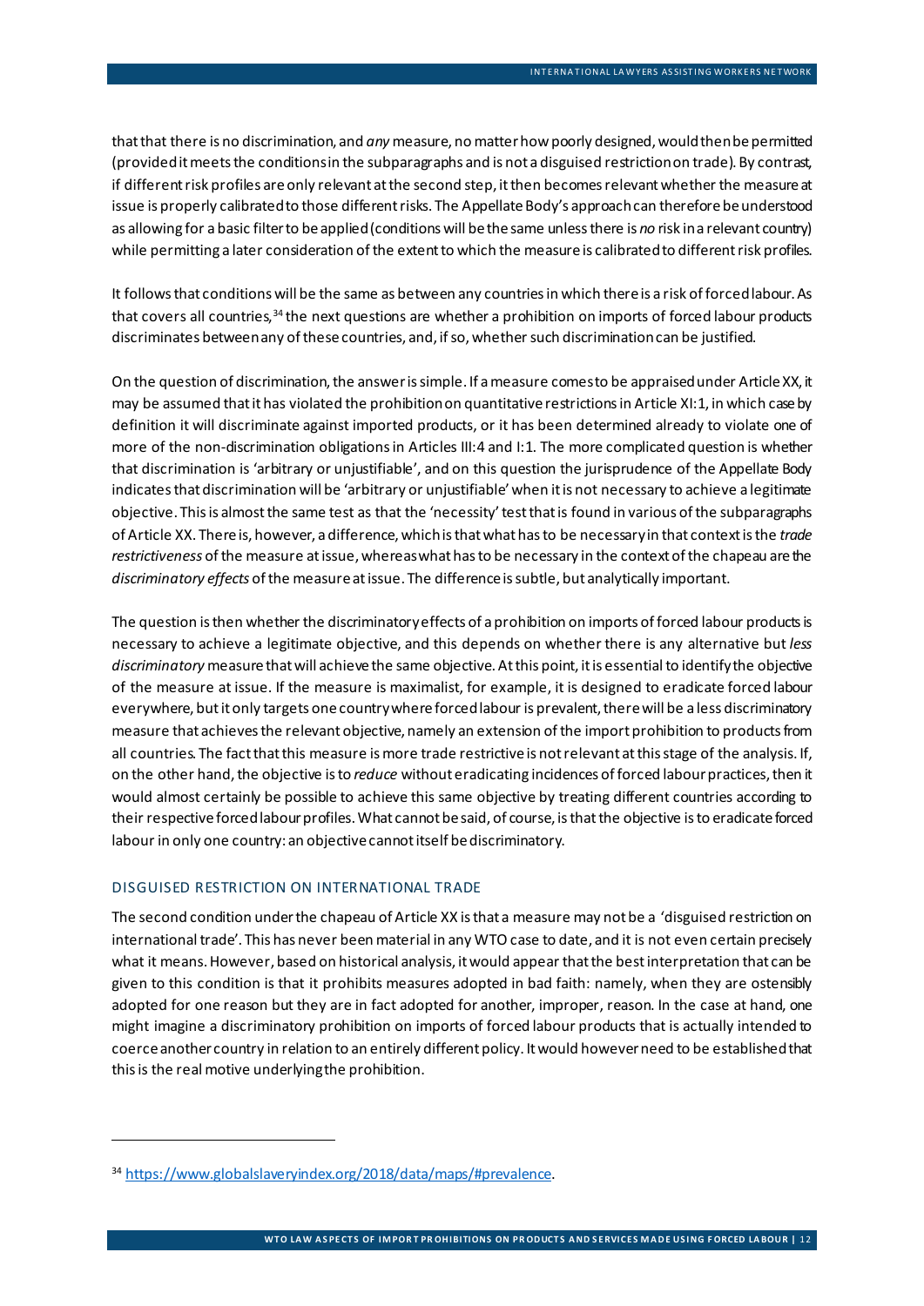that that there is no discrimination, and *any* measure, no matter how poorly designed, would then be permitted (provided it meets the conditions in the subparagraphs and is not a disguised restriction on trade). By contrast, if different risk profiles are only relevant at the second step, it then becomes relevant whether the measure at issue is properly calibrated to those different risks. The Appellate Body's approach can therefore be understood as allowing for a basic filter to be applied (conditions will be the same unless there is *no* risk in a relevant country) while permitting a later consideration of the extent to which the measure is calibrated to different risk profiles.

It follows that conditions will be the same as between any countries in which there is a risk of forced labour. As that covers all countries,[34] the next questions are whether a prohibition on imports of forced labour products discriminates between any of these countries, and, if so, whether such discrimination can be justified.

On the question of discrimination, the answer is simple. If a measure comes to be appraised under Article XX, it may be assumed that it has violated the prohibition on quantitative restrictions in Article XI:1, in which case by definition it will discriminate against imported products, or it has been determined already to violate one of more of the non-discrimination obligations in Articles III:4 and I:1. The more complicated question is whether that discrimination is 'arbitrary or unjustifiable', and on this question the jurisprudence of the Appellate Body indicates that discrimination will be 'arbitrary or unjustifiable' when it is not necessary to achieve a legitimate objective. This is almost the same test as that the 'necessity' test that is found in various of the subparagraphs of Article XX. There is, however, a difference, which is that what has to be necessary in that context is the *trade restrictiveness* of the measure at issue, whereas what has to be necessary in the context of the chapeau are the *discriminatory effects* of the measure at issue. The difference is subtle, but analytically important.

The question is then whether the discriminatory effects of a prohibition on imports of forced labour products is necessary to achieve a legitimate objective, and this depends on whether there is any alternative but *less discriminatory* measure that will achieve the same objective. At this point, it is essential to identify the objective of the measure at issue. If the measure is maximalist, for example, it is designed to eradicate forced labour everywhere, but it only targets one country where forced labour is prevalent, there will be a less discriminatory measure that achieves the relevant objective, namely an extension of the import prohibition to products from all countries. The fact that this measure is more trade restrictive is not relevant at this stage of the analysis. If, on the other hand, the objective is to *reduce* without eradicating incidences of forced labour practices, then it would almost certainly be possible to achieve this same objective by treating different countries according to their respective forced labour profiles. What cannot be said, of course, is that the objective is to eradicate forced labour in only one country: an objective cannot itself be discriminatory.

### DISGUISED RESTRICTION ON INTERNATIONAL TRADE

The second condition under the chapeau of Article XX is that a measure may not be a 'disguised restriction on international trade'. This has never been material in any WTO case to date, and it is not even certain precisely what it means. However, based on historical analysis, it would appear that the best interpretation that can be given to this condition is that it prohibits measures adopted in bad faith: namely, when they are ostensibly adopted for one reason but they are in fact adopted for another, improper, reason. In the case at hand, one might imagine a discriminatory prohibition on imports of forced labour products that is actually intended to coerce another country in relation to an entirely different policy. It would however need to be established that this is the real motive underlying the prohibition.

[34] https://www.globalslaveryindex.org/2018/data/maps/#prevalence.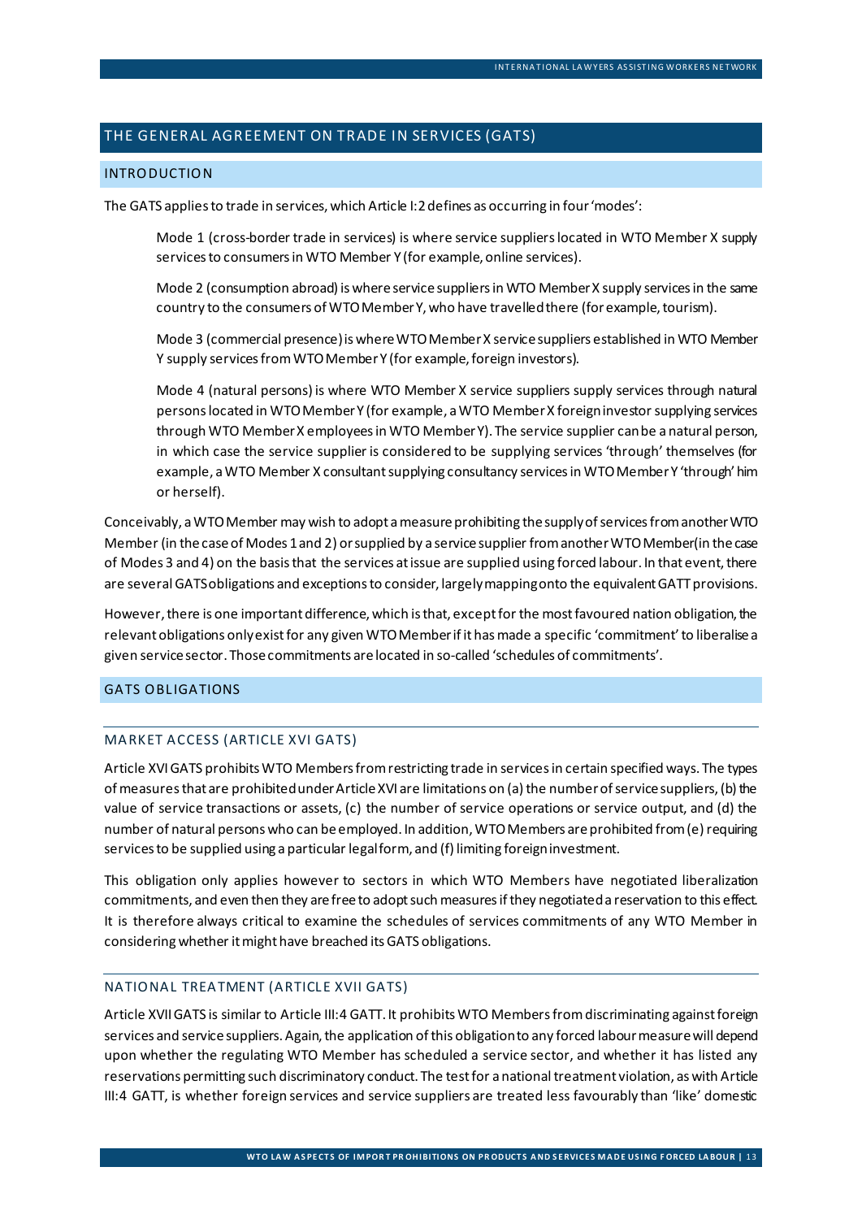## THE GENERAL AGREEMENT ON TRADE IN SERVICES (GATS)

### INTRODUCTION

The GATS applies to trade in services, which Article I:2 defines as occurring in four 'modes':

> Mode 1 (cross-border trade in services) is where service suppliers located in WTO Member X supply services to consumers in WTO Member Y (for example, online services).
>
> Mode 2 (consumption abroad) is where service suppliers in WTO Member X supply services in the same country to the consumers of WTO Member Y, who have travelled there (for example, tourism).
>
> Mode 3 (commercial presence) is where WTO Member X service suppliers established in WTO Member Y supply services from WTO Member Y (for example, foreign investors).
>
> Mode 4 (natural persons) is where WTO Member X service suppliers supply services through natural persons located in WTO Member Y (for example, a WTO Member X foreign investor supplying services through WTO Member X employees in WTO Member Y). The service supplier can be a natural person, in which case the service supplier is considered to be supplying services 'through' themselves (for example, a WTO Member X consultant supplying consultancy services in WTO Member Y 'through' him or herself).

Conceivably, a WTO Member may wish to adopt a measure prohibiting the supply of services from another WTO Member (in the case of Modes 1 and 2) or supplied by a service supplier from another WTO Member (in the case of Modes 3 and 4) on the basis that the services at issue are supplied using forced labour. In that event, there are several GATS obligations and exceptions to consider, largely mapping onto the equivalent GATT provisions.

However, there is one important difference, which is that, except for the most favoured nation obligation, the relevant obligations only exist for any given WTO Member if it has made a specific 'commitment' to liberalise a given service sector. Those commitments are located in so-called 'schedules of commitments'.

### GATS OBLIGATIONS

#### MARKET ACCESS (ARTICLE XVI GATS)

Article XVI GATS prohibits WTO Members from restricting trade in services in certain specified ways. The types of measures that are prohibited under Article XVI are limitations on (a) the number of service suppliers, (b) the value of service transactions or assets, (c) the number of service operations or service output, and (d) the number of natural persons who can be employed. In addition, WTO Members are prohibited from (e) requiring services to be supplied using a particular legal form, and (f) limiting foreign investment.

This obligation only applies however to sectors in which WTO Members have negotiated liberalization commitments, and even then they are free to adopt such measures if they negotiated a reservation to this effect. It is therefore always critical to examine the schedules of services commitments of any WTO Member in considering whether it might have breached its GATS obligations.

#### NATIONAL TREATMENT (ARTICLE XVII GATS)

Article XVII GATS is similar to Article III:4 GATT. It prohibits WTO Members from discriminating against foreign services and service suppliers. Again, the application of this obligation to any forced labour measure will depend upon whether the regulating WTO Member has scheduled a service sector, and whether it has listed any reservations permitting such discriminatory conduct. The test for a national treatment violation, as with Article III:4 GATT, is whether foreign services and service suppliers are treated less favourably than 'like' domestic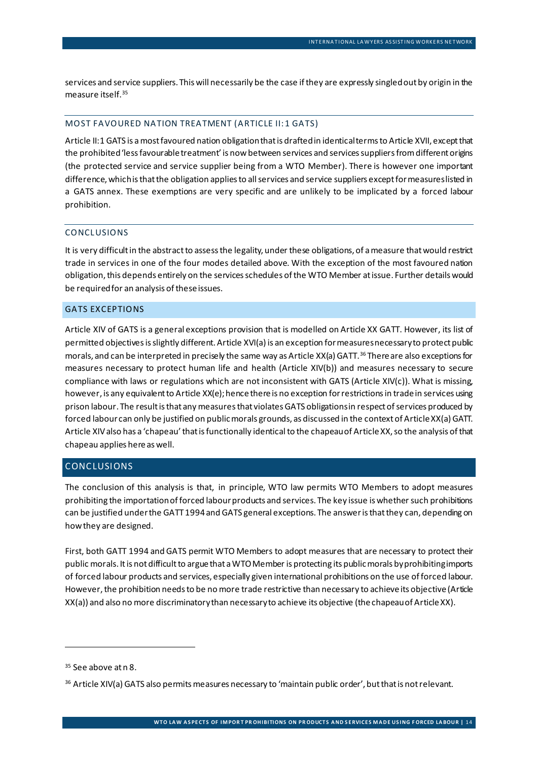services and service suppliers. This will necessarily be the case if they are expressly singled out by origin in the measure itself.[35]

### MOST FAVOURED NATION TREATMENT (ARTICLE II:1 GATS)

Article II:1 GATS is a most favoured nation obligation that is drafted in identical terms to Article XVII, except that the prohibited 'less favourable treatment' is now between services and services suppliers from different origins (the protected service and service supplier being from a WTO Member). There is however one important difference, which is that the obligation applies to all services and service suppliers except for measures listed in a GATS annex. These exemptions are very specific and are unlikely to be implicated by a forced labour prohibition.

### CONCLUSIONS

It is very difficult in the abstract to assess the legality, under these obligations, of a measure that would restrict trade in services in one of the four modes detailed above. With the exception of the most favoured nation obligation, this depends entirely on the services schedules of the WTO Member at issue. Further details would be required for an analysis of these issues.

## GATS EXCEPTIONS

Article XIV of GATS is a general exceptions provision that is modelled on Article XX GATT. However, its list of permitted objectives is slightly different. Article XVI(a) is an exception for measures necessary to protect public morals, and can be interpreted in precisely the same way as Article XX(a) GATT.[36] There are also exceptions for measures necessary to protect human life and health (Article XIV(b)) and measures necessary to secure compliance with laws or regulations which are not inconsistent with GATS (Article XIV(c)). What is missing, however, is any equivalent to Article XX(e); hence there is no exception for restrictions in trade in services using prison labour. The result is that any measures that violates GATS obligations in respect of services produced by forced labour can only be justified on public morals grounds, as discussed in the context of Article XX(a) GATT. Article XIV also has a 'chapeau' that is functionally identical to the chapeau of Article XX, so the analysis of that chapeau applies here as well.

# CONCLUSIONS

The conclusion of this analysis is that, in principle, WTO law permits WTO Members to adopt measures prohibiting the importation of forced labour products and services. The key issue is whether such prohibitions can be justified under the GATT 1994 and GATS general exceptions. The answer is that they can, depending on how they are designed.

First, both GATT 1994 and GATS permit WTO Members to adopt measures that are necessary to protect their public morals. It is not difficult to argue that a WTO Member is protecting its public morals by prohibiting imports of forced labour products and services, especially given international prohibitions on the use of forced labour. However, the prohibition needs to be no more trade restrictive than necessary to achieve its objective (Article XX(a)) and also no more discriminatory than necessary to achieve its objective (the chapeau of Article XX).

---

[35] See above at n 8.

[36] Article XIV(a) GATS also permits measures necessary to 'maintain public order', but that is not relevant.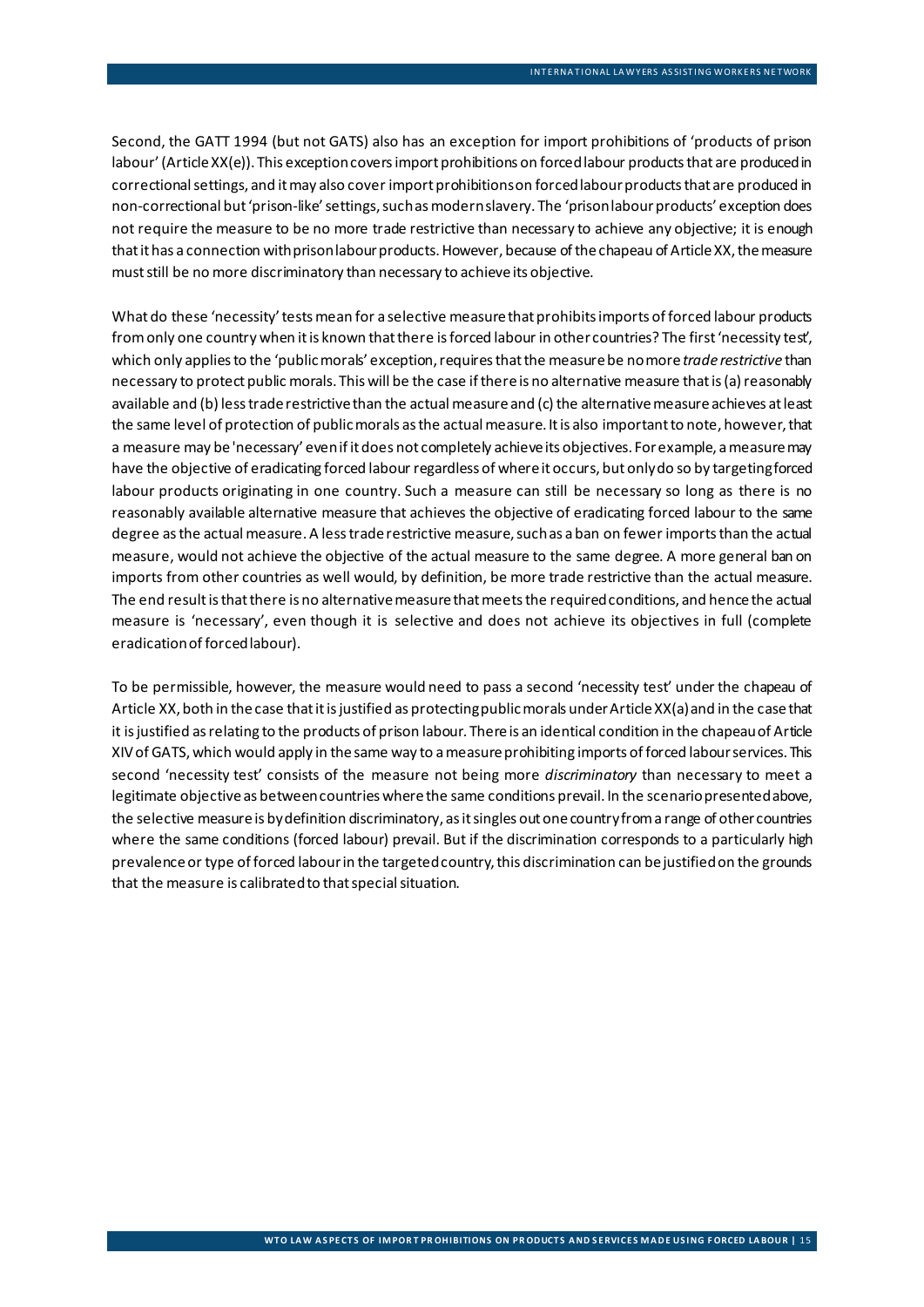Second, the GATT 1994 (but not GATS) also has an exception for import prohibitions of 'products of prison labour' (Article XX(e)). This exception covers import prohibitions on forced labour products that are produced in correctional settings, and it may also cover import prohibitions on forced labour products that are produced in non-correctional but 'prison-like' settings, such as modern slavery. The 'prison labour products' exception does not require the measure to be no more trade restrictive than necessary to achieve any objective; it is enough that it has a connection with prison labour products. However, because of the chapeau of Article XX, the measure must still be no more discriminatory than necessary to achieve its objective.

What do these 'necessity' tests mean for a selective measure that prohibits imports of forced labour products from only one country when it is known that there is forced labour in other countries? The first 'necessity test', which only applies to the 'public morals' exception, requires that the measure be no more *trade restrictive* than necessary to protect public morals. This will be the case if there is no alternative measure that is (a) reasonably available and (b) less trade restrictive than the actual measure and (c) the alternative measure achieves at least the same level of protection of public morals as the actual measure. It is also important to note, however, that a measure may be 'necessary' even if it does not completely achieve its objectives. For example, a measure may have the objective of eradicating forced labour regardless of where it occurs, but only do so by targeting forced labour products originating in one country. Such a measure can still be necessary so long as there is no reasonably available alternative measure that achieves the objective of eradicating forced labour to the same degree as the actual measure. A less trade restrictive measure, such as a ban on fewer imports than the actual measure, would not achieve the objective of the actual measure to the same degree. A more general ban on imports from other countries as well would, by definition, be more trade restrictive than the actual measure. The end result is that there is no alternative measure that meets the required conditions, and hence the actual measure is 'necessary', even though it is selective and does not achieve its objectives in full (complete eradication of forced labour).

To be permissible, however, the measure would need to pass a second 'necessity test' under the chapeau of Article XX, both in the case that it is justified as protecting public morals under Article XX(a) and in the case that it is justified as relating to the products of prison labour. There is an identical condition in the chapeau of Article XIV of GATS, which would apply in the same way to a measure prohibiting imports of forced labour services. This second 'necessity test' consists of the measure not being more *discriminatory* than necessary to meet a legitimate objective as between countries where the same conditions prevail. In the scenario presented above, the selective measure is by definition discriminatory, as it singles out one country from a range of other countries where the same conditions (forced labour) prevail. But if the discrimination corresponds to a particularly high prevalence or type of forced labour in the targeted country, this discrimination can be justified on the grounds that the measure is calibrated to that special situation.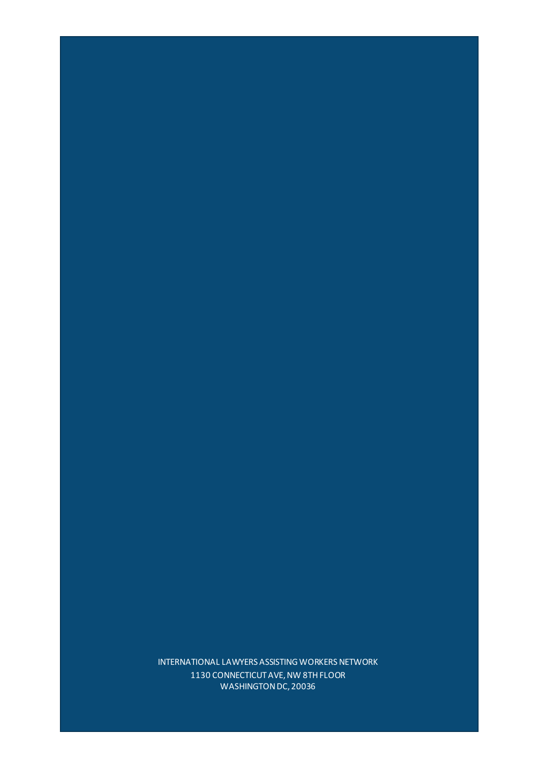INTERNATIONAL LAWYERS ASSISTING WORKERS NETWORK
1130 CONNECTICUT AVE, NW 8TH FLOOR
WASHINGTON DC, 20036